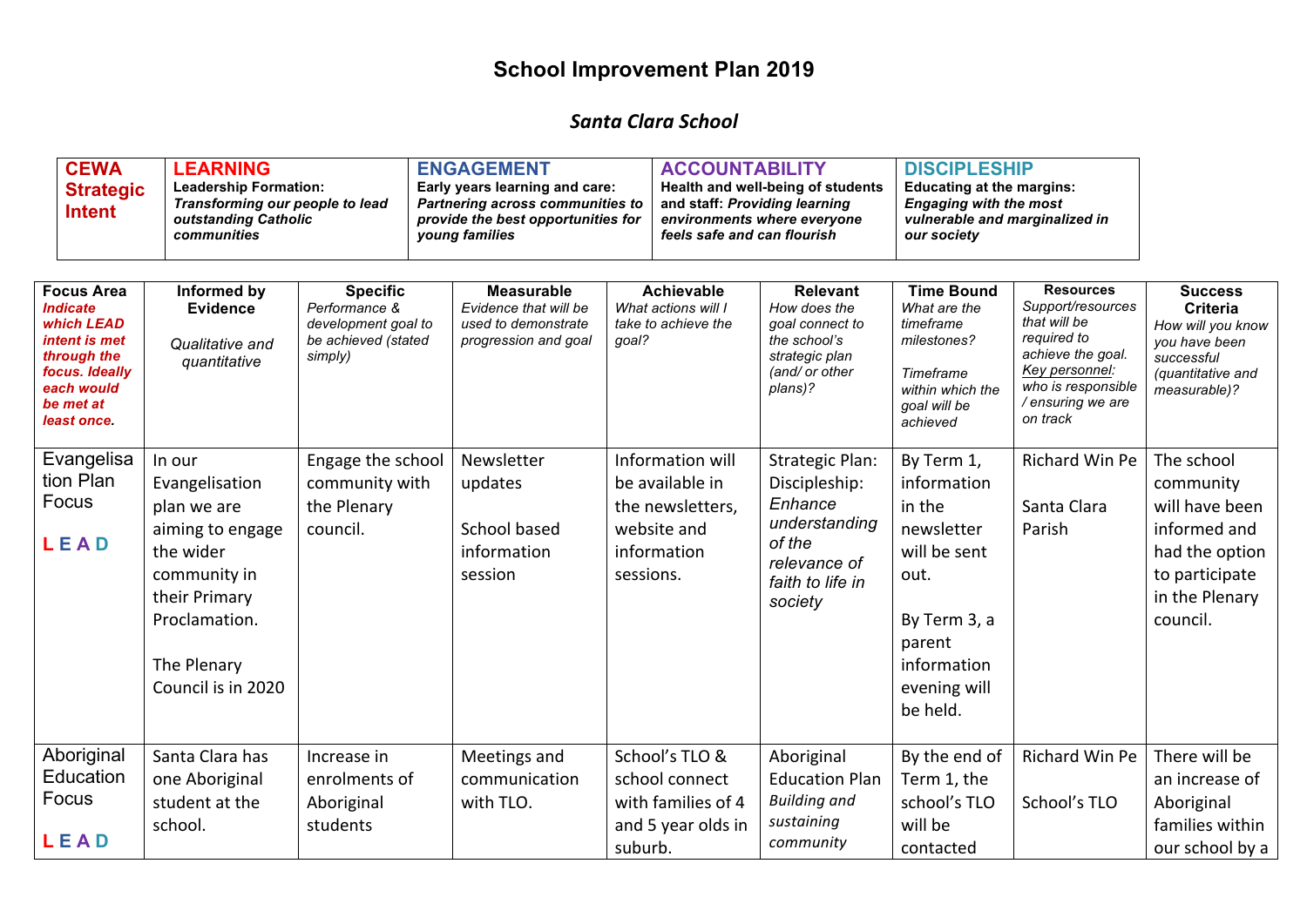# School Improvement Plan 2019

## *Santa Clara School*

| CEWA Strategic Intent | LEARNING | ENGAGEMENT | ACCOUNTABILITY | DISCIPLESHIP |
|---|---|---|---|---|
| | **Leadership Formation:** ***Transforming our people to lead outstanding Catholic communities*** | **Early years learning and care:** ***Partnering across communities to provide the best opportunities for young families*** | **Health and well-being of students and staff:** ***Providing learning environments where everyone feels safe and can flourish*** | **Educating at the margins:** ***Engaging with the most vulnerable and marginalized in our society*** |

| **Focus Area** *Indicate which LEAD intent is met through the focus. Ideally each would be met at least once.* | **Informed by Evidence** *Qualitative and quantitative* | **Specific** *Performance & development goal to be achieved (stated simply)* | **Measurable** *Evidence that will be used to demonstrate progression and goal* | **Achievable** *What actions will I take to achieve the goal?* | **Relevant** *How does the goal connect to the school's strategic plan (and/ or other plans)?* | **Time Bound** *What are the timeframe milestones? Timeframe within which the goal will be achieved* | **Resources** *Support/resources that will be required to achieve the goal. Key personnel: who is responsible / ensuring we are on track* | **Success Criteria** *How will you know you have been successful (quantitative and measurable)?* |
|---|---|---|---|---|---|---|---|---|
| Evangelisation Plan Focus **L E A D** | In our Evangelisation plan we are aiming to engage the wider community in their Primary Proclamation. The Plenary Council is in 2020 | Engage the school community with the Plenary council. | Newsletter updates School based information session | Information will be available in the newsletters, website and information sessions. | Strategic Plan: Discipleship: *Enhance understanding of the relevance of faith to life in society* | By Term 1, information in the newsletter will be sent out. By Term 3, a parent information evening will be held. | Richard Win Pe Santa Clara Parish | The school community will have been informed and had the option to participate in the Plenary council. |
| Aboriginal Education Focus **L E A D** | Santa Clara has one Aboriginal student at the school. | Increase in enrolments of Aboriginal students | Meetings and communication with TLO. | School's TLO & school connect with families of 4 and 5 year olds in suburb. | Aboriginal Education Plan *Building and sustaining community* | By the end of Term 1, the school's TLO will be contacted | Richard Win Pe School's TLO | There will be an increase of Aboriginal families within our school by a |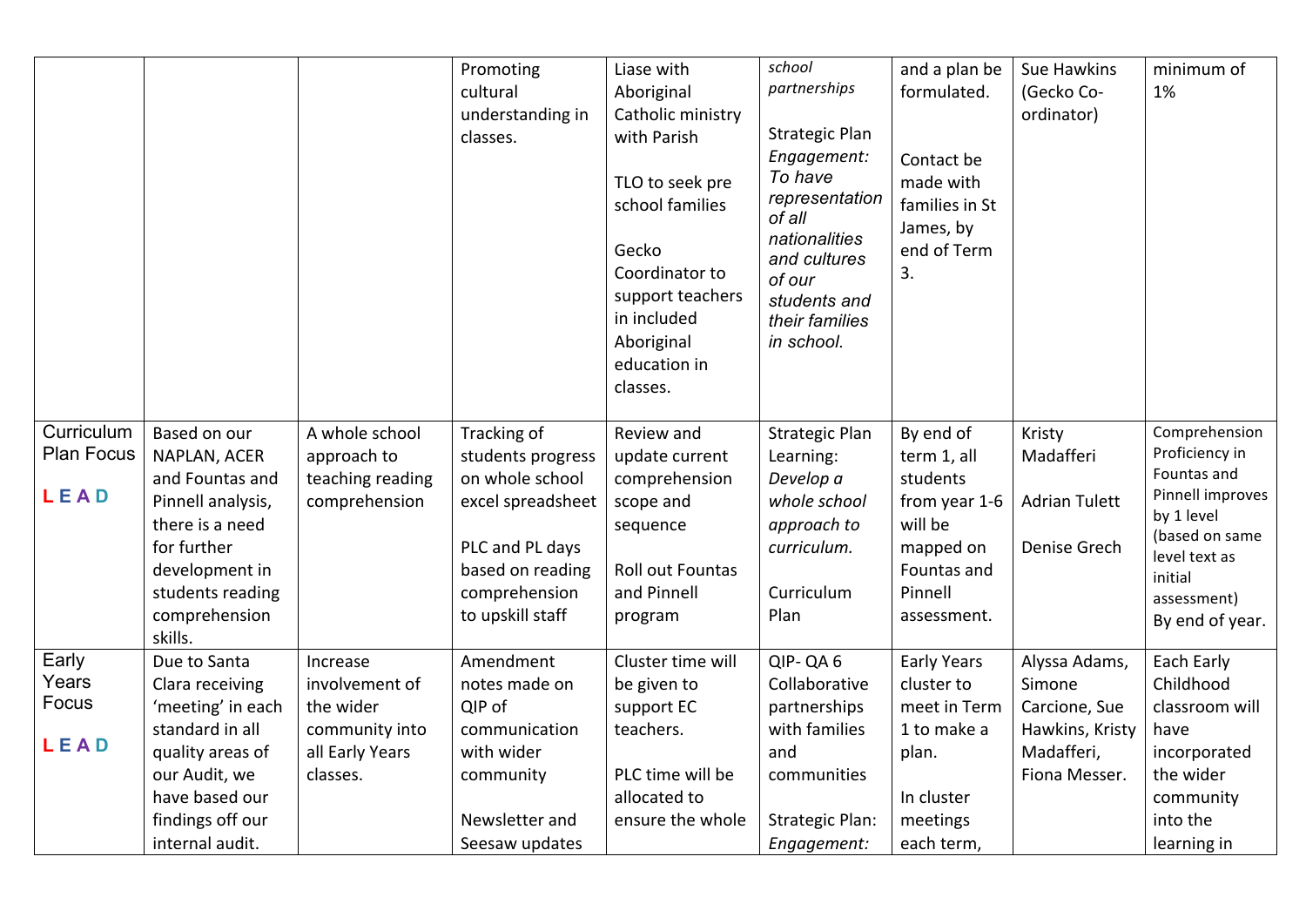| | | | | | | | | |
|---|---|---|---|---|---|---|---|---|
| | | | Promoting cultural understanding in classes. | Liase with Aboriginal Catholic ministry with Parish<br><br>TLO to seek pre school families<br><br>Gecko Coordinator to support teachers in included Aboriginal education in classes. | *school partnerships*<br><br>Strategic Plan *Engagement: To have representation of all nationalities and cultures of our students and their families in school.* | and a plan be formulated.<br><br>Contact be made with families in St James, by end of Term 3. | Sue Hawkins (Gecko Co-ordinator) | minimum of 1% |
| Curriculum Plan Focus<br><br>LEAD | Based on our NAPLAN, ACER and Fountas and Pinnell analysis, there is a need for further development in students reading comprehension skills. | A whole school approach to teaching reading comprehension | Tracking of students progress on whole school excel spreadsheet<br><br>PLC and PL days based on reading comprehension to upskill staff | Review and update current comprehension scope and sequence<br><br>Roll out Fountas and Pinnell program | Strategic Plan Learning: *Develop a whole school approach to curriculum.*<br><br>Curriculum Plan | By end of term 1, all students from year 1-6 will be mapped on Fountas and Pinnell assessment. | Kristy Madafferi<br><br>Adrian Tulett<br><br>Denise Grech | Comprehension Proficiency in Fountas and Pinnell improves by 1 level (based on same level text as initial assessment) By end of year. |
| Early Years Focus<br><br>LEAD | Due to Santa Clara receiving 'meeting' in each standard in all quality areas of our Audit, we have based our findings off our internal audit. | Increase involvement of the wider community into all Early Years classes. | Amendment notes made on QIP of communication with wider community<br><br>Newsletter and Seesaw updates | Cluster time will be given to support EC teachers.<br><br>PLC time will be allocated to ensure the whole | QIP- QA 6 Collaborative partnerships with families and communities<br><br>Strategic Plan: *Engagement:* | Early Years cluster to meet in Term 1 to make a plan.<br><br>In cluster meetings each term, | Alyssa Adams, Simone Carcione, Sue Hawkins, Kristy Madafferi, Fiona Messer. | Each Early Childhood classroom will have incorporated the wider community into the learning in |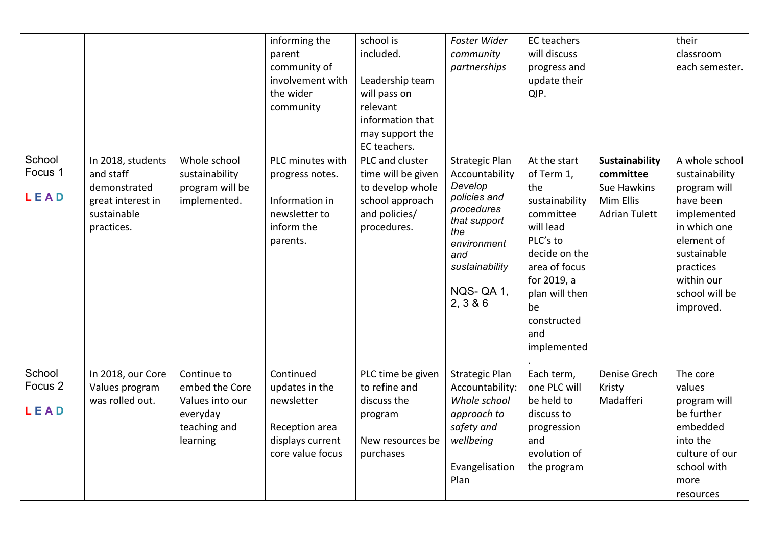| | | | informing the parent community of involvement with the wider community | school is included.<br><br>Leadership team will pass on relevant information that may support the EC teachers. | *Foster Wider community partnerships* | EC teachers will discuss progress and update their QIP. | | their classroom each semester. |
|---|---|---|---|---|---|---|---|---|
| School Focus 1<br><br>L E A D | In 2018, students and staff demonstrated great interest in sustainable practices. | Whole school sustainability program will be implemented. | PLC minutes with progress notes.<br><br>Information in newsletter to inform the parents. | PLC and cluster time will be given to develop whole school approach and policies/ procedures. | Strategic Plan Accountability *Develop policies and procedures that support the environment and sustainability*<br><br>NQS- QA 1, 2, 3 & 6 | At the start of Term 1, the sustainability committee will lead PLC's to decide on the area of focus for 2019, a plan will then be constructed and implemented. | **Sustainability committee**<br>Sue Hawkins<br>Mim Ellis<br>Adrian Tulett | A whole school sustainability program will have been implemented in which one element of sustainable practices within our school will be improved. |
| School Focus 2<br><br>L E A D | In 2018, our Core Values program was rolled out. | Continue to embed the Core Values into our everyday teaching and learning | Continued updates in the newsletter<br><br>Reception area displays current core value focus | PLC time be given to refine and discuss the program<br><br>New resources be purchases | Strategic Plan Accountability: *Whole school approach to safety and wellbeing*<br><br>Evangelisation Plan | Each term, one PLC will be held to discuss to progression and evolution of the program | Denise Grech<br>Kristy Madafferi | The core values program will be further embedded into the culture of our school with more resources |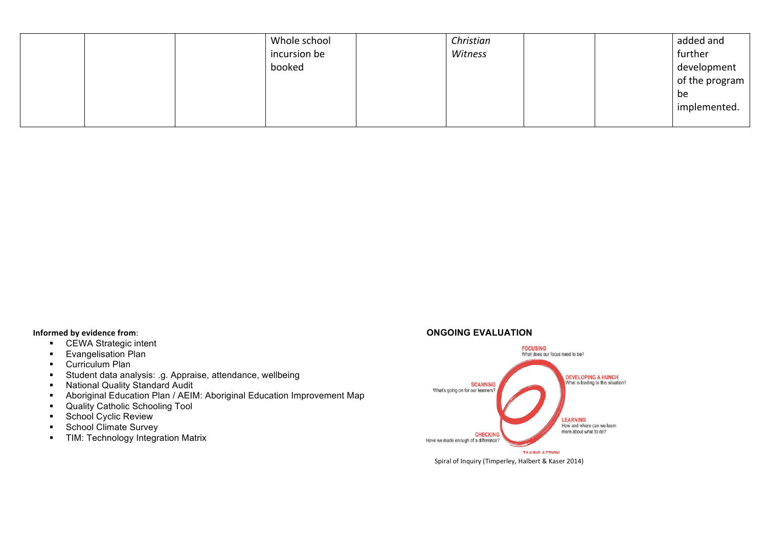| | | | | | | | | |
|---|---|---|---|---|---|---|---|---|
| | | | Whole school incursion be booked | | *Christian Witness* | | | added and further development of the program be implemented. |

**Informed by evidence from**:

- CEWA Strategic intent
- Evangelisation Plan
- Curriculum Plan
- Student data analysis: .g. Appraise, attendance, wellbeing
- National Quality Standard Audit
- Aboriginal Education Plan / AEIM: Aboriginal Education Improvement Map
- Quality Catholic Schooling Tool
- School Cyclic Review
- School Climate Survey
- TIM: Technology Integration Matrix

**ONGOING EVALUATION**

FOCUSING
What does our focus need to be?

DEVELOPING A HUNCH
What is leading to this situation?

LEARNING
How and where can we learn more about what to do?

TAKING ACTION

CHECKING
Have we made enough of a difference?

SCANNING
What's going on for our learners?

Spiral of Inquiry (Timperley, Halbert & Kaser 2014)